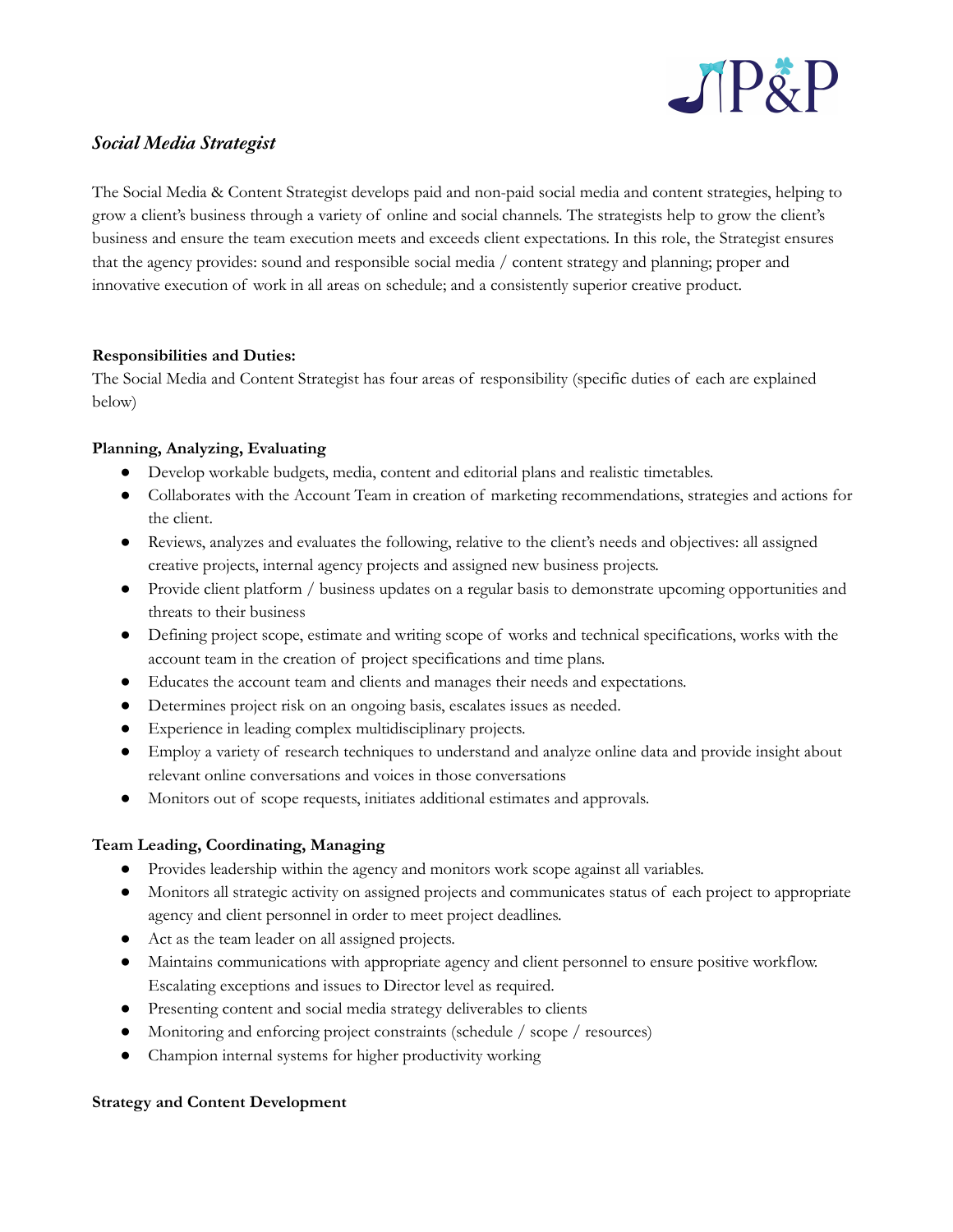# *Social Media Strategist*

The Social Media & Content Strategist develops paid and non-paid social media and content strategies, helping to grow a client's business through a variety of online and social channels. The strategists help to grow the client's business and ensure the team execution meets and exceeds client expectations. In this role, the Strategist ensures that the agency provides: sound and responsible social media / content strategy and planning; proper and innovative execution of work in all areas on schedule; and a consistently superior creative product.

**Responsibilities and Duties:**

The Social Media and Content Strategist has four areas of responsibility (specific duties of each are explained below)

**Planning, Analyzing, Evaluating**

- Develop workable budgets, media, content and editorial plans and realistic timetables.
- Collaborates with the Account Team in creation of marketing recommendations, strategies and actions for the client.
- Reviews, analyzes and evaluates the following, relative to the client's needs and objectives: all assigned creative projects, internal agency projects and assigned new business projects.
- Provide client platform / business updates on a regular basis to demonstrate upcoming opportunities and threats to their business
- Defining project scope, estimate and writing scope of works and technical specifications, works with the account team in the creation of project specifications and time plans.
- Educates the account team and clients and manages their needs and expectations.
- Determines project risk on an ongoing basis, escalates issues as needed.
- Experience in leading complex multidisciplinary projects.
- Employ a variety of research techniques to understand and analyze online data and provide insight about relevant online conversations and voices in those conversations
- Monitors out of scope requests, initiates additional estimates and approvals.

**Team Leading, Coordinating, Managing**

- Provides leadership within the agency and monitors work scope against all variables.
- Monitors all strategic activity on assigned projects and communicates status of each project to appropriate agency and client personnel in order to meet project deadlines.
- Act as the team leader on all assigned projects.
- Maintains communications with appropriate agency and client personnel to ensure positive workflow. Escalating exceptions and issues to Director level as required.
- Presenting content and social media strategy deliverables to clients
- Monitoring and enforcing project constraints (schedule / scope / resources)
- Champion internal systems for higher productivity working

**Strategy and Content Development**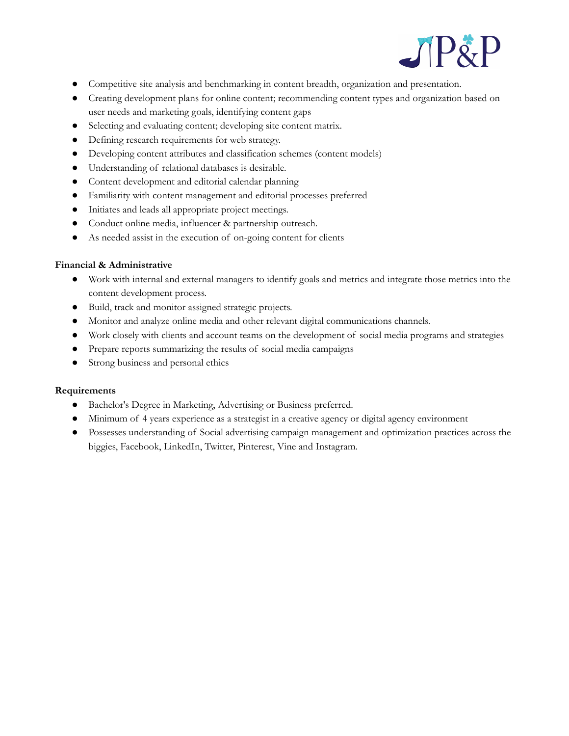- Competitive site analysis and benchmarking in content breadth, organization and presentation.
- Creating development plans for online content; recommending content types and organization based on user needs and marketing goals, identifying content gaps
- Selecting and evaluating content; developing site content matrix.
- Defining research requirements for web strategy.
- Developing content attributes and classification schemes (content models)
- Understanding of relational databases is desirable.
- Content development and editorial calendar planning
- Familiarity with content management and editorial processes preferred
- Initiates and leads all appropriate project meetings.
- Conduct online media, influencer & partnership outreach.
- As needed assist in the execution of on-going content for clients

**Financial & Administrative**

- Work with internal and external managers to identify goals and metrics and integrate those metrics into the content development process.
- Build, track and monitor assigned strategic projects.
- Monitor and analyze online media and other relevant digital communications channels.
- Work closely with clients and account teams on the development of social media programs and strategies
- Prepare reports summarizing the results of social media campaigns
- Strong business and personal ethics

**Requirements**

- Bachelor's Degree in Marketing, Advertising or Business preferred.
- Minimum of 4 years experience as a strategist in a creative agency or digital agency environment
- Possesses understanding of Social advertising campaign management and optimization practices across the biggies, Facebook, LinkedIn, Twitter, Pinterest, Vine and Instagram.